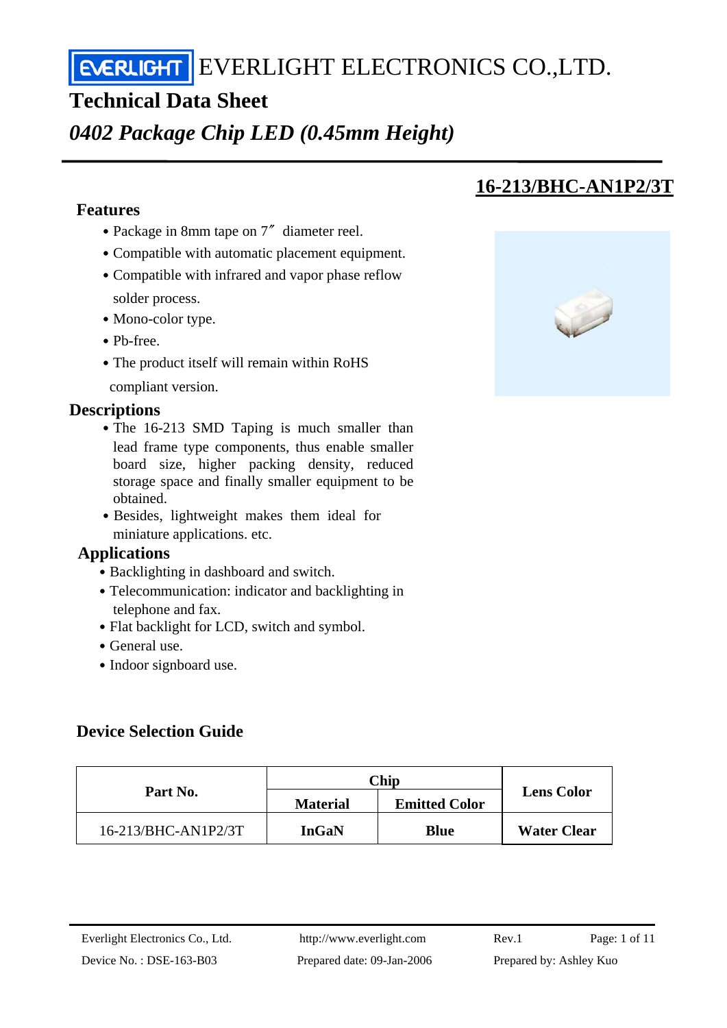EVERLIGHT ELECTRONICS CO.,LTD.

# Technical Data Sheet

## *0402 Package Chip LED (0.45mm Height)*

**16-213/BHC-AN1P2/3T**

### Features

- Package in 8mm tape on 7″ diameter reel.
- Compatible with automatic placement equipment.
- Compatible with infrared and vapor phase reflow solder process.
- Mono-color type.
- Pb-free.
- The product itself will remain within RoHS compliant version.

### Descriptions

- The 16-213 SMD Taping is much smaller than lead frame type components, thus enable smaller board size, higher packing density, reduced storage space and finally smaller equipment to be obtained.
- Besides, lightweight makes them ideal for miniature applications. etc.

### Applications

- Backlighting in dashboard and switch.
- Telecommunication: indicator and backlighting in telephone and fax.
- Flat backlight for LCD, switch and symbol.
- General use.
- Indoor signboard use.

### Device Selection Guide

| Part No. | Chip | | Lens Color |
|---|---|---|---|
| | **Material** | **Emitted Color** | |
| 16-213/BHC-AN1P2/3T | **InGaN** | **Blue** | **Water Clear** |

Everlight Electronics Co., Ltd. http://www.everlight.com Rev.1

Device No. : DSE-163-B03 Prepared date: 09-Jan-2006 Prepared by: Ashley Kuo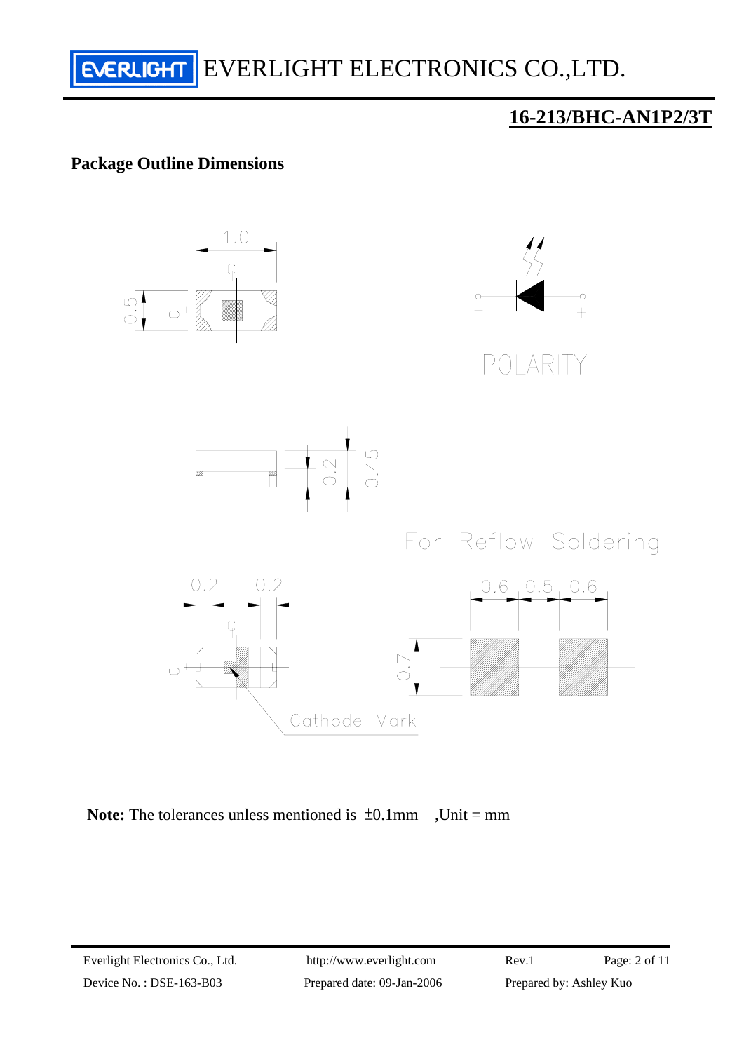## 16-213/BHC-AN1P2/3T

### Package Outline Dimensions

1.0

0.5

POLARITY

0.2 0.45

For Reflow Soldering

0.2 0.2

0.6 0.5 0.6

0.7

Cathode Mark

**Note:** The tolerances unless mentioned is ±0.1mm ,Unit = mm

Everlight Electronics Co., Ltd. http://www.everlight.com Rev.1

Device No. : DSE-163-B03 Prepared date: 09-Jan-2006 Prepared by: Ashley Kuo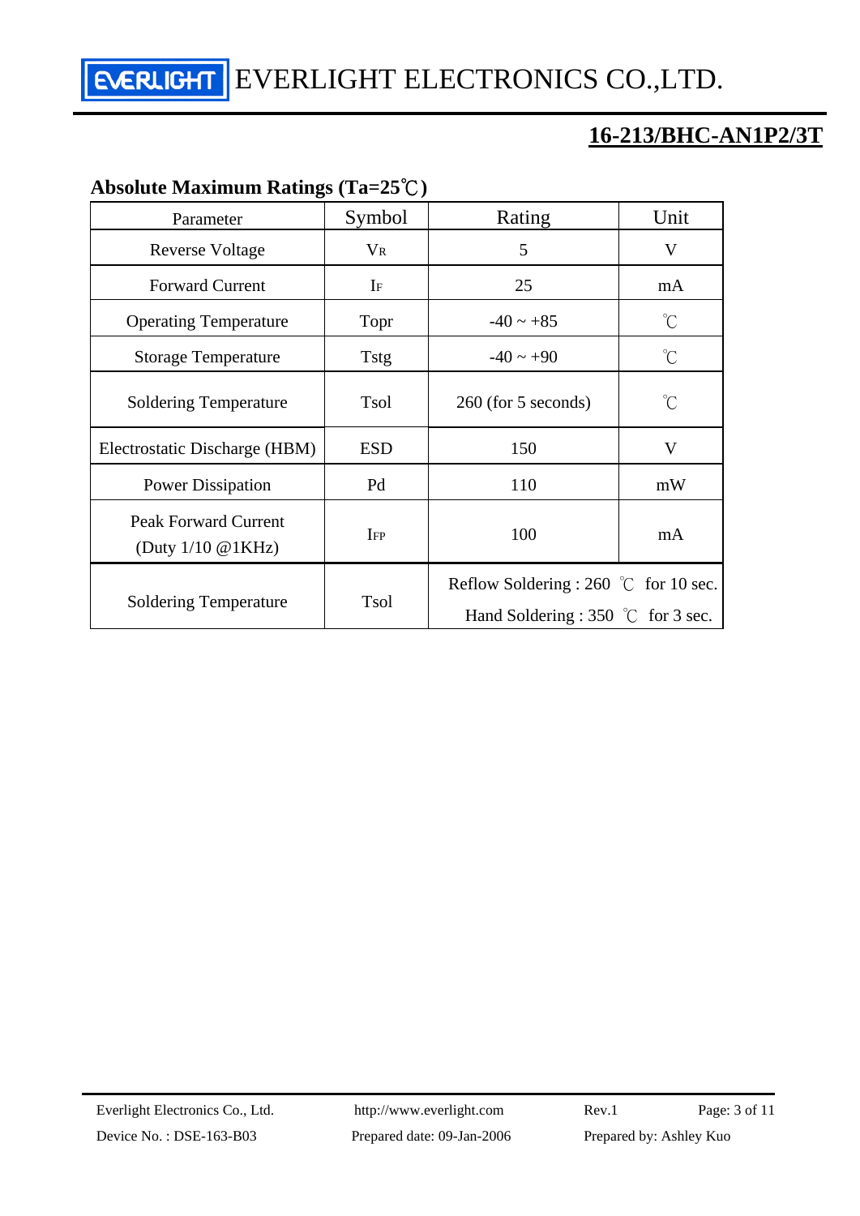## 16-213/BHC-AN1P2/3T

### Absolute Maximum Ratings (Ta=25℃)

| Parameter | Symbol | Rating | Unit |
|---|---|---|---|
| Reverse Voltage | $V_R$ | 5 | V |
| Forward Current | $I_F$ | 25 | mA |
| Operating Temperature | Topr | -40 ~ +85 | ℃ |
| Storage Temperature | Tstg | -40 ~ +90 | ℃ |
| Soldering Temperature | Tsol | 260 (for 5 seconds) | ℃ |
| Electrostatic Discharge (HBM) | ESD | 150 | V |
| Power Dissipation | Pd | 110 | mW |
| Peak Forward Current (Duty 1/10 @1KHz) | $I_{FP}$ | 100 | mA |
| Soldering Temperature | Tsol | Reflow Soldering : 260 ℃ for 10 sec. Hand Soldering : 350 ℃ for 3 sec. | |

Everlight Electronics Co., Ltd. http://www.everlight.com Rev.1

Device No. : DSE-163-B03 Prepared date: 09-Jan-2006 Prepared by: Ashley Kuo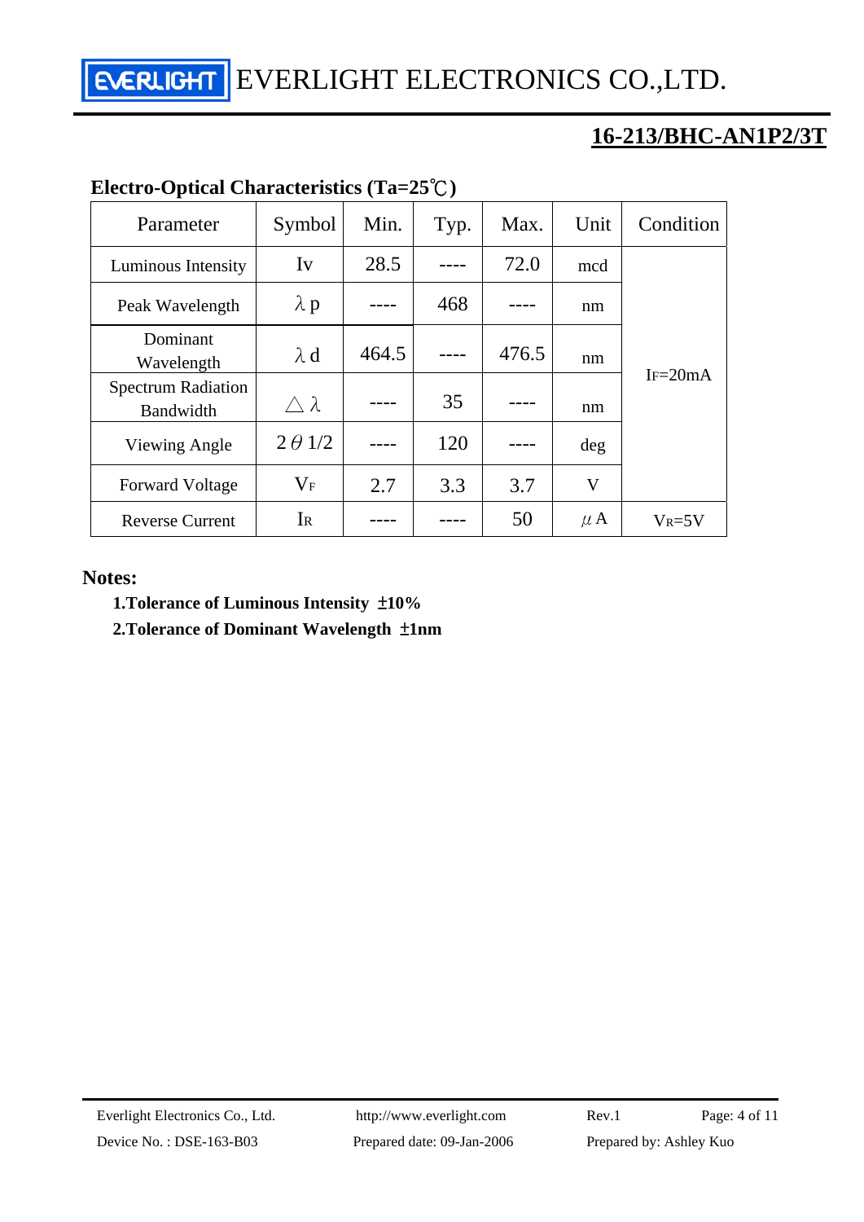## 16-213/BHC-AN1P2/3T

### Electro-Optical Characteristics (Ta=25℃)

| Parameter | Symbol | Min. | Typ. | Max. | Unit | Condition |
|---|---|---|---|---|---|---|
| Luminous Intensity | Iv | 28.5 | ---- | 72.0 | mcd | $I_F$=20mA |
| Peak Wavelength | λp | ---- | 468 | ---- | nm | |
| Dominant Wavelength | λd | 464.5 | ---- | 476.5 | nm | |
| Spectrum Radiation Bandwidth | △λ | ---- | 35 | ---- | nm | |
| Viewing Angle | 2θ1/2 | ---- | 120 | ---- | deg | |
| Forward Voltage | $V_F$ | 2.7 | 3.3 | 3.7 | V | |
| Reverse Current | $I_R$ | ---- | ---- | 50 | μA | $V_R$=5V |

**Notes:**

**1.Tolerance of Luminous Intensity ±10%**

**2.Tolerance of Dominant Wavelength ±1nm**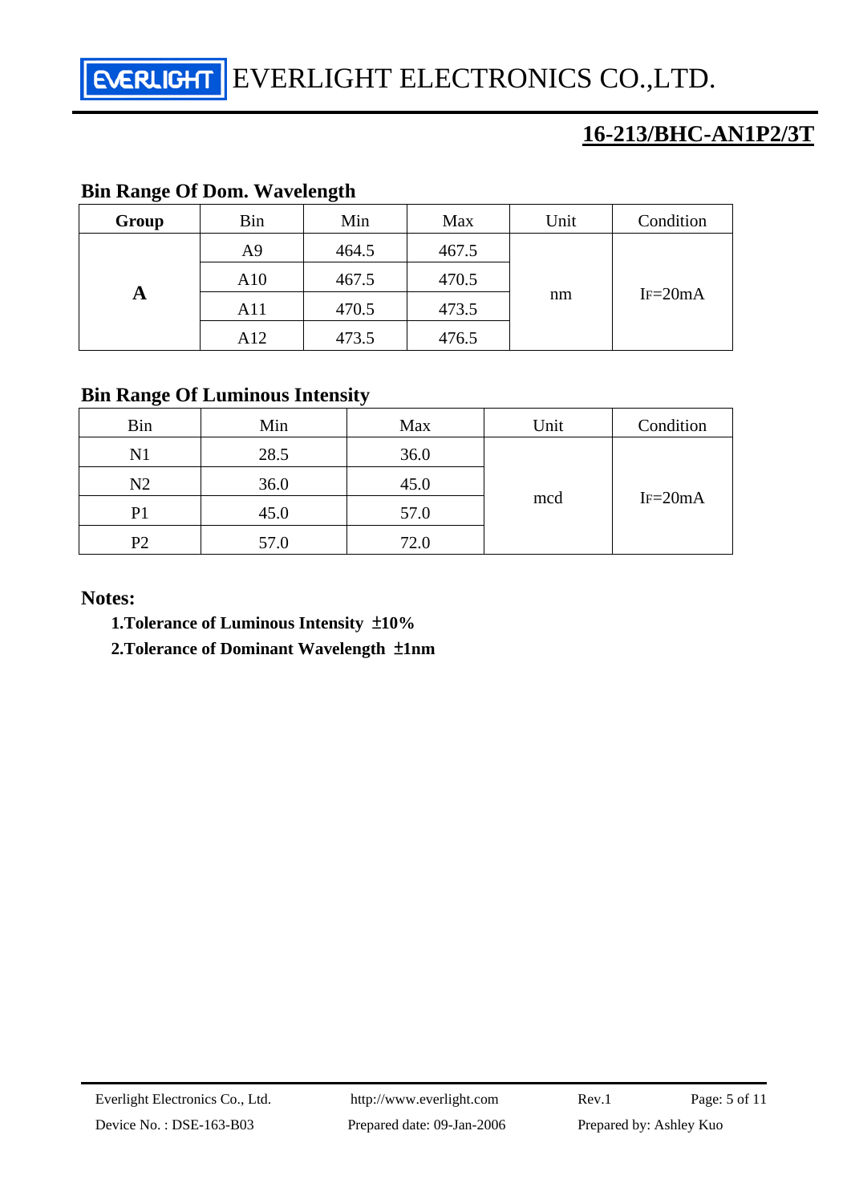## 16-213/BHC-AN1P2/3T

### Bin Range Of Dom. Wavelength

| Group | Bin | Min | Max | Unit | Condition |
|---|---|---|---|---|---|
| **A** | A9 | 464.5 | 467.5 | nm | $I_F$=20mA |
| | A10 | 467.5 | 470.5 | | |
| | A11 | 470.5 | 473.5 | | |
| | A12 | 473.5 | 476.5 | | |

### Bin Range Of Luminous Intensity

| Bin | Min | Max | Unit | Condition |
|---|---|---|---|---|
| N1 | 28.5 | 36.0 | mcd | $I_F$=20mA |
| N2 | 36.0 | 45.0 | | |
| P1 | 45.0 | 57.0 | | |
| P2 | 57.0 | 72.0 | | |

**Notes:**

**1.Tolerance of Luminous Intensity ±10%**

**2.Tolerance of Dominant Wavelength ±1nm**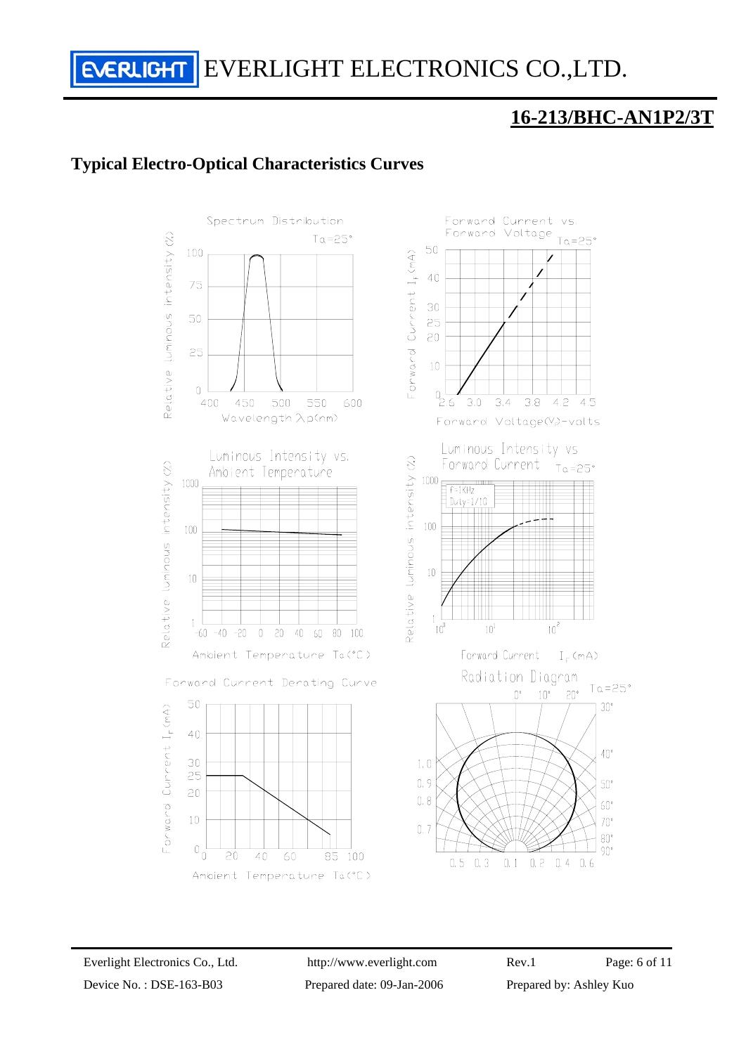## Typical Electro-Optical Characteristics Curves

Spectrum Distribution

$T_a=25°$

Relative Luminous Intensity (%)

Wavelength $\lambda_p$(nm)

Forward Current vs. Forward Voltage

$T_a=25°$

Forward Current $I_F$ (mA)

Forward Voltage($V_F$)-volts

Luminous Intensity vs. Ambient Temperature

Relative Luminous Intensity (%)

Ambient Temperature Ta(°C)

Luminous Intensity vs Forward Current

$T_a=25°$

f=1KHz
Duty=1/10

Relative Luminous Intensity (%)

Forward Current $I_F$ (mA)

Forward Current Derating Curve

Forward Current $I_F$ (mA)

Ambient Temperature Ta(°C)

Radiation Diagram

$T_a=25°$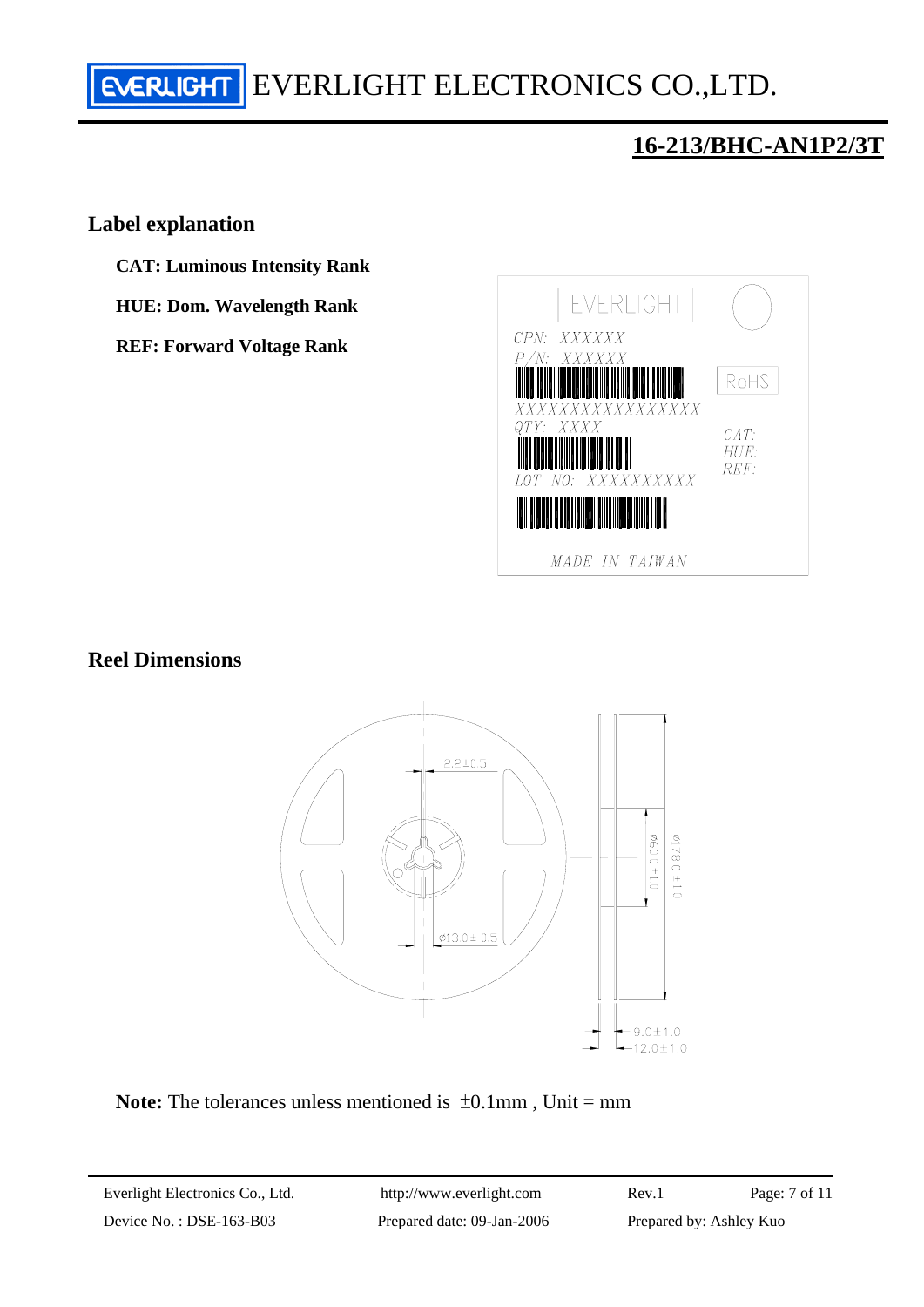## 16-213/BHC-AN1P2/3T

### Label explanation

**CAT: Luminous Intensity Rank**

**HUE: Dom. Wavelength Rank**

**REF: Forward Voltage Rank**

### Reel Dimensions

**Note:** The tolerances unless mentioned is ±0.1mm , Unit = mm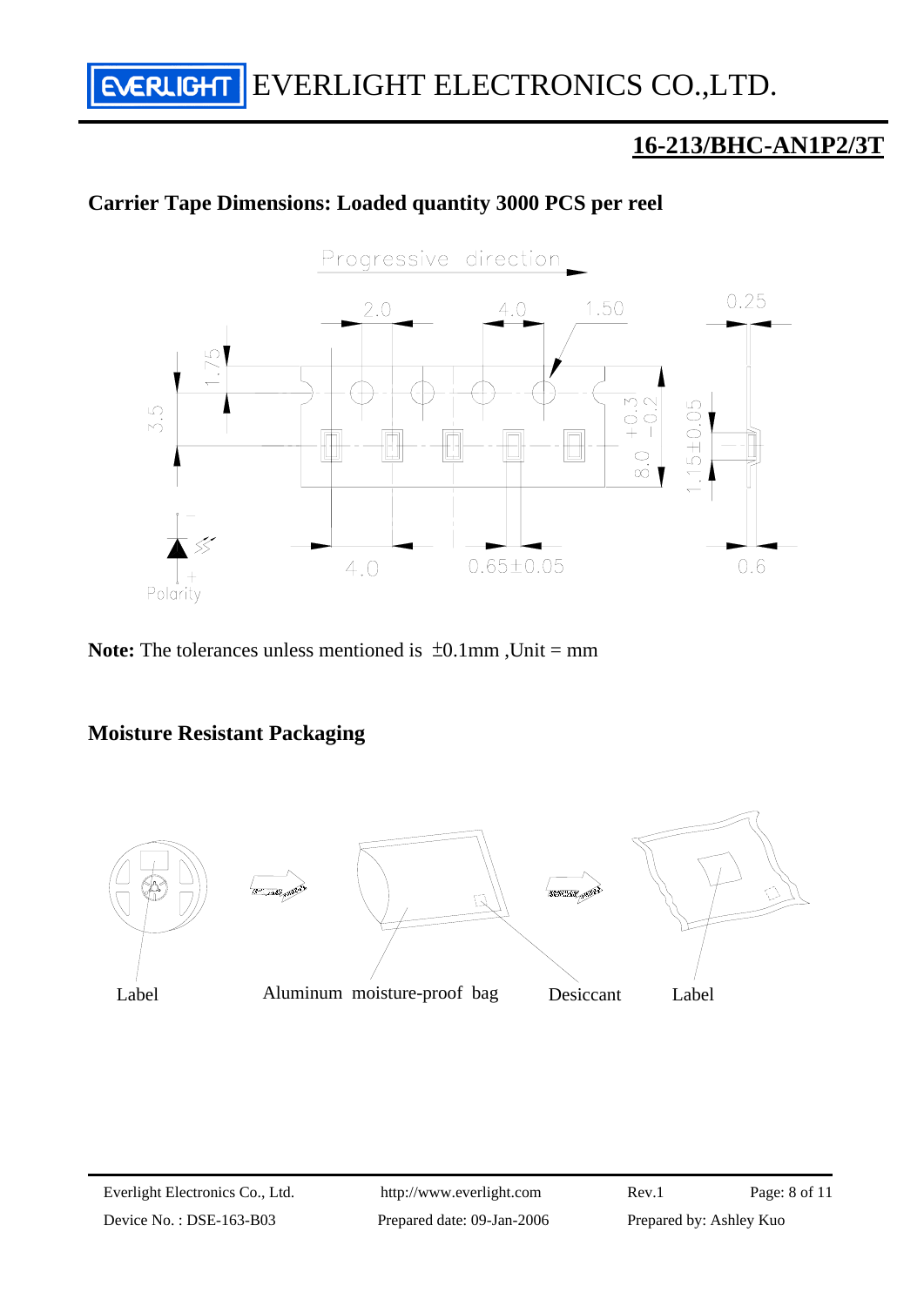## 16-213/BHC-AN1P2/3T

### Carrier Tape Dimensions: Loaded quantity 3000 PCS per reel

Progressive direction

2.0  4.0  1.50  0.25

1.75  3.5  8.0 +0.3 −0.2  1.15±0.05

Polarity  4.0  0.65±0.05  0.6

**Note:** The tolerances unless mentioned is ±0.1mm ,Unit = mm

### Moisture Resistant Packaging

Label  Aluminum moisture-proof bag  Desiccant  Label

Everlight Electronics Co., Ltd.  http://www.everlight.com  Rev.1

Device No. : DSE-163-B03  Prepared date: 09-Jan-2006  Prepared by: Ashley Kuo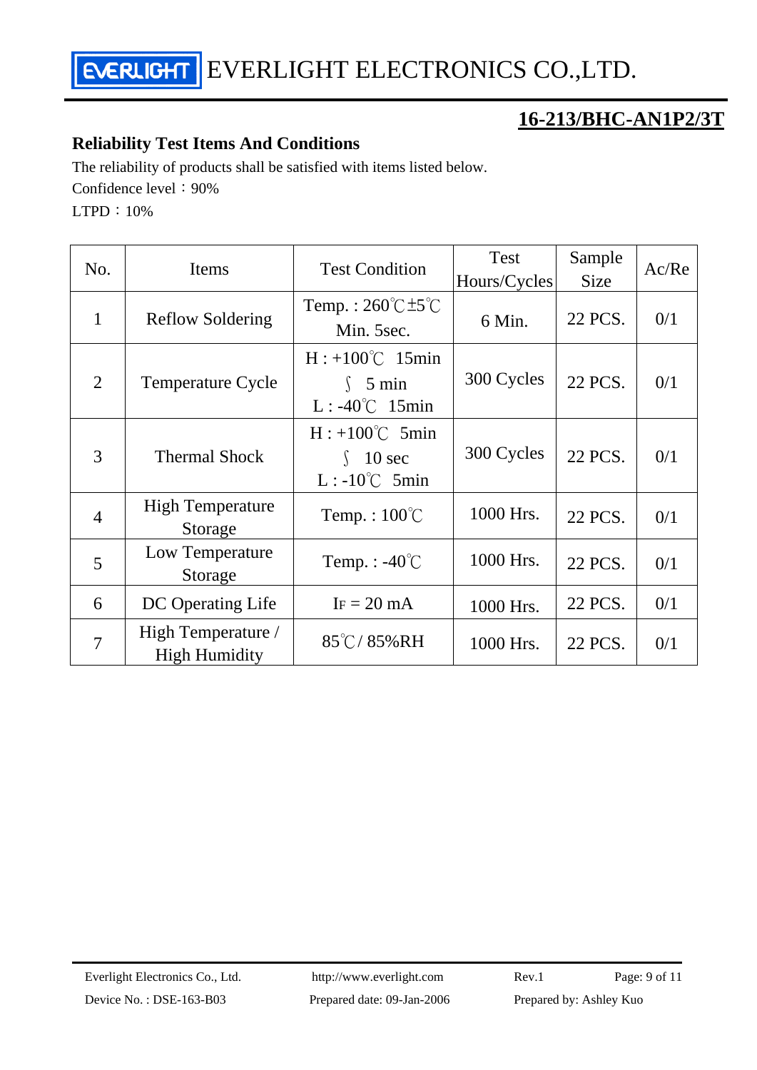## 16-213/BHC-AN1P2/3T

### Reliability Test Items And Conditions

The reliability of products shall be satisfied with items listed below.

Confidence level：90%

LTPD：10%

| No. | Items | Test Condition | Test Hours/Cycles | Sample Size | Ac/Re |
|---|---|---|---|---|---|
| 1 | Reflow Soldering | Temp. : 260℃±5℃ Min. 5sec. | 6 Min. | 22 PCS. | 0/1 |
| 2 | Temperature Cycle | H : +100℃ 15min ∫ 5 min L : -40℃ 15min | 300 Cycles | 22 PCS. | 0/1 |
| 3 | Thermal Shock | H : +100℃ 5min ∫ 10 sec L : -10℃ 5min | 300 Cycles | 22 PCS. | 0/1 |
| 4 | High Temperature Storage | Temp. : 100℃ | 1000 Hrs. | 22 PCS. | 0/1 |
| 5 | Low Temperature Storage | Temp. : -40℃ | 1000 Hrs. | 22 PCS. | 0/1 |
| 6 | DC Operating Life | $I_F$ = 20 mA | 1000 Hrs. | 22 PCS. | 0/1 |
| 7 | High Temperature / High Humidity | 85℃/ 85%RH | 1000 Hrs. | 22 PCS. | 0/1 |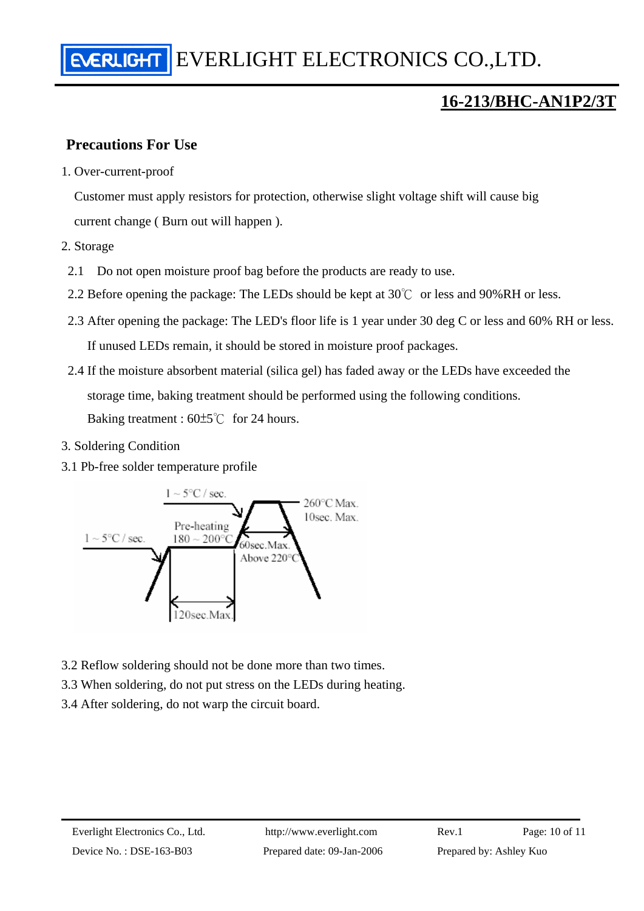## 16-213/BHC-AN1P2/3T

### Precautions For Use

1. Over-current-proof

   Customer must apply resistors for protection, otherwise slight voltage shift will cause big current change ( Burn out will happen ).

2. Storage

   2.1 Do not open moisture proof bag before the products are ready to use.

   2.2 Before opening the package: The LEDs should be kept at 30℃ or less and 90%RH or less.

   2.3 After opening the package: The LED's floor life is 1 year under 30 deg C or less and 60% RH or less. If unused LEDs remain, it should be stored in moisture proof packages.

   2.4 If the moisture absorbent material (silica gel) has faded away or the LEDs have exceeded the storage time, baking treatment should be performed using the following conditions.

   Baking treatment : 60±5℃ for 24 hours.

3. Soldering Condition

3.1 Pb-free solder temperature profile

1 ~ 5°C / sec.
Pre-heating 180 ~ 200°C
120sec.Max.
1 ~ 5°C / sec.
260°C Max. 10sec. Max.
60sec.Max. Above 220°C

3.2 Reflow soldering should not be done more than two times.

3.3 When soldering, do not put stress on the LEDs during heating.

3.4 After soldering, do not warp the circuit board.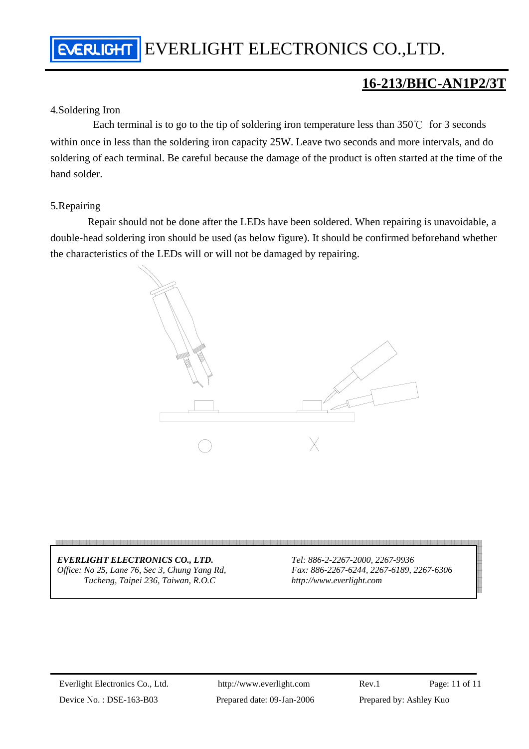## 4.Soldering Iron

Each terminal is to go to the tip of soldering iron temperature less than 350℃ for 3 seconds within once in less than the soldering iron capacity 25W. Leave two seconds and more intervals, and do soldering of each terminal. Be careful because the damage of the product is often started at the time of the hand solder.

## 5.Repairing

Repair should not be done after the LEDs have been soldered. When repairing is unavoidable, a double-head soldering iron should be used (as below figure). It should be confirmed beforehand whether the characteristics of the LEDs will or will not be damaged by repairing.

○ X

***EVERLIGHT ELECTRONICS CO., LTD.***
*Office: No 25, Lane 76, Sec 3, Chung Yang Rd, Tucheng, Taipei 236, Taiwan, R.O.C*

*Tel: 886-2-2267-2000, 2267-9936*
*Fax: 886-2267-6244, 2267-6189, 2267-6306*
*http://www.everlight.com*